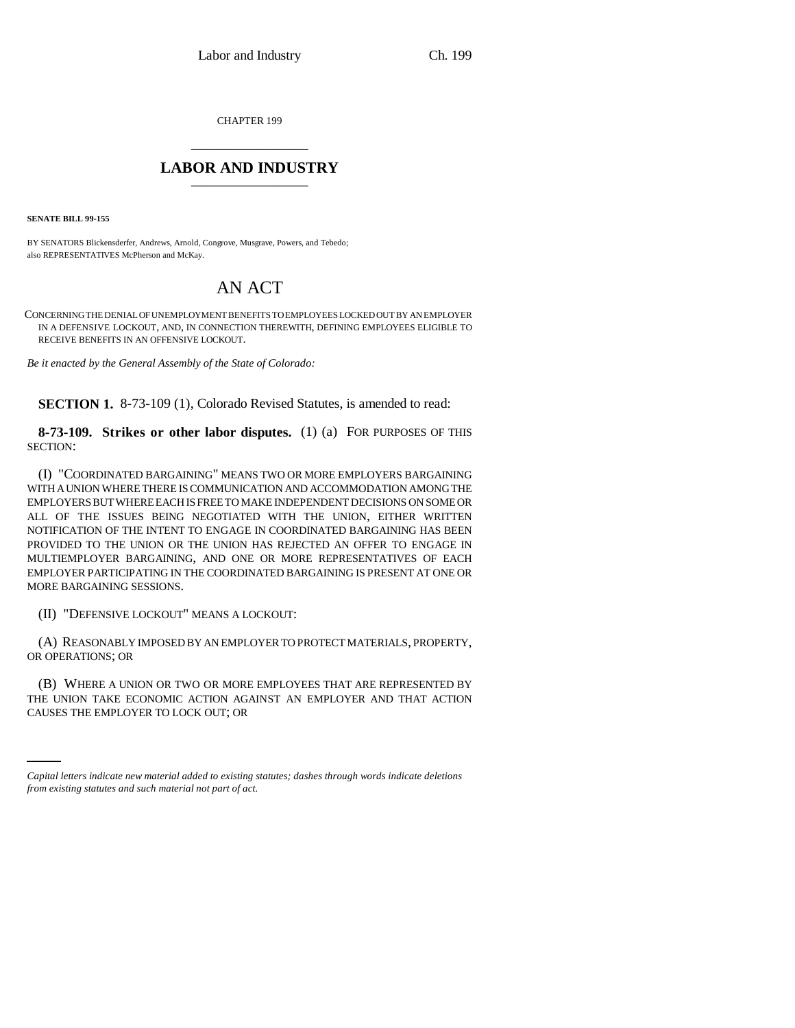CHAPTER 199

## LABOR AND INDUSTRY

**SENATE BILL 99-155**

BY SENATORS Blickensderfer, Andrews, Arnold, Congrove, Musgrave, Powers, and Tebedo; also REPRESENTATIVES McPherson and McKay.

# AN ACT

CONCERNING THE DENIAL OF UNEMPLOYMENT BENEFITS TO EMPLOYEES LOCKED OUT BY AN EMPLOYER IN A DEFENSIVE LOCKOUT, AND, IN CONNECTION THEREWITH, DEFINING EMPLOYEES ELIGIBLE TO RECEIVE BENEFITS IN AN OFFENSIVE LOCKOUT.

*Be it enacted by the General Assembly of the State of Colorado:*

**SECTION 1.** 8-73-109 (1), Colorado Revised Statutes, is amended to read:

**8-73-109. Strikes or other labor disputes.** (1) (a) FOR PURPOSES OF THIS SECTION:

(I) "COORDINATED BARGAINING" MEANS TWO OR MORE EMPLOYERS BARGAINING WITH A UNION WHERE THERE IS COMMUNICATION AND ACCOMMODATION AMONG THE EMPLOYERS BUT WHERE EACH IS FREE TO MAKE INDEPENDENT DECISIONS ON SOME OR ALL OF THE ISSUES BEING NEGOTIATED WITH THE UNION, EITHER WRITTEN NOTIFICATION OF THE INTENT TO ENGAGE IN COORDINATED BARGAINING HAS BEEN PROVIDED TO THE UNION OR THE UNION HAS REJECTED AN OFFER TO ENGAGE IN MULTIEMPLOYER BARGAINING, AND ONE OR MORE REPRESENTATIVES OF EACH EMPLOYER PARTICIPATING IN THE COORDINATED BARGAINING IS PRESENT AT ONE OR MORE BARGAINING SESSIONS.

(II) "DEFENSIVE LOCKOUT" MEANS A LOCKOUT:

(A) REASONABLY IMPOSED BY AN EMPLOYER TO PROTECT MATERIALS, PROPERTY, OR OPERATIONS; OR

(B) WHERE A UNION OR TWO OR MORE EMPLOYEES THAT ARE REPRESENTED BY THE UNION TAKE ECONOMIC ACTION AGAINST AN EMPLOYER AND THAT ACTION CAUSES THE EMPLOYER TO LOCK OUT; OR

---

*Capital letters indicate new material added to existing statutes; dashes through words indicate deletions from existing statutes and such material not part of act.*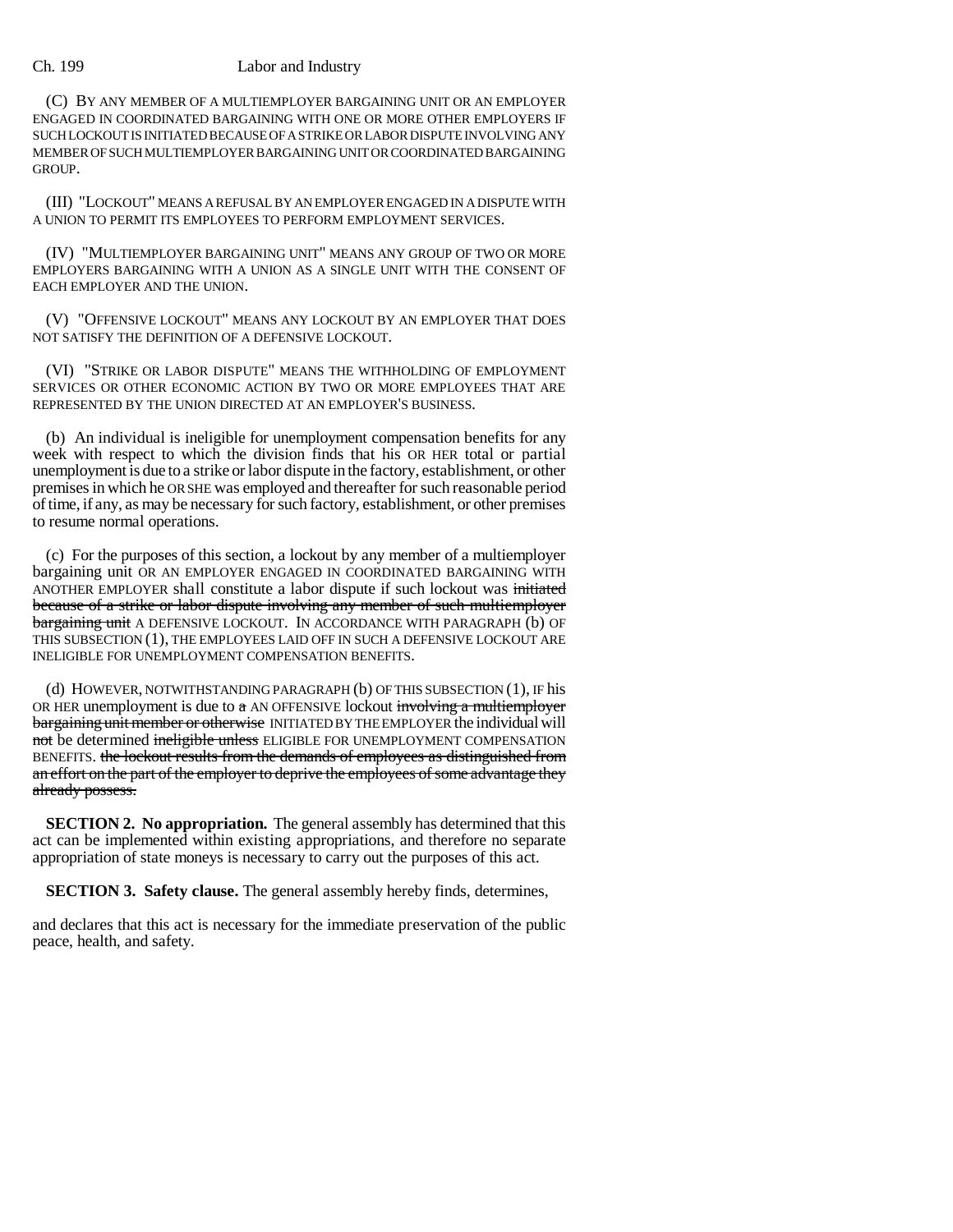(C) BY ANY MEMBER OF A MULTIEMPLOYER BARGAINING UNIT OR AN EMPLOYER ENGAGED IN COORDINATED BARGAINING WITH ONE OR MORE OTHER EMPLOYERS IF SUCH LOCKOUT IS INITIATED BECAUSE OF A STRIKE OR LABOR DISPUTE INVOLVING ANY MEMBER OF SUCH MULTIEMPLOYER BARGAINING UNIT OR COORDINATED BARGAINING GROUP.

(III) "LOCKOUT" MEANS A REFUSAL BY AN EMPLOYER ENGAGED IN A DISPUTE WITH A UNION TO PERMIT ITS EMPLOYEES TO PERFORM EMPLOYMENT SERVICES.

(IV) "MULTIEMPLOYER BARGAINING UNIT" MEANS ANY GROUP OF TWO OR MORE EMPLOYERS BARGAINING WITH A UNION AS A SINGLE UNIT WITH THE CONSENT OF EACH EMPLOYER AND THE UNION.

(V) "OFFENSIVE LOCKOUT" MEANS ANY LOCKOUT BY AN EMPLOYER THAT DOES NOT SATISFY THE DEFINITION OF A DEFENSIVE LOCKOUT.

(VI) "STRIKE OR LABOR DISPUTE" MEANS THE WITHHOLDING OF EMPLOYMENT SERVICES OR OTHER ECONOMIC ACTION BY TWO OR MORE EMPLOYEES THAT ARE REPRESENTED BY THE UNION DIRECTED AT AN EMPLOYER'S BUSINESS.

(b) An individual is ineligible for unemployment compensation benefits for any week with respect to which the division finds that his OR HER total or partial unemployment is due to a strike or labor dispute in the factory, establishment, or other premises in which he OR SHE was employed and thereafter for such reasonable period of time, if any, as may be necessary for such factory, establishment, or other premises to resume normal operations.

(c) For the purposes of this section, a lockout by any member of a multiemployer bargaining unit OR AN EMPLOYER ENGAGED IN COORDINATED BARGAINING WITH ANOTHER EMPLOYER shall constitute a labor dispute if such lockout was ~~initiated because of a strike or labor dispute involving any member of such multiemployer bargaining unit~~ A DEFENSIVE LOCKOUT. IN ACCORDANCE WITH PARAGRAPH (b) OF THIS SUBSECTION (1), THE EMPLOYEES LAID OFF IN SUCH A DEFENSIVE LOCKOUT ARE INELIGIBLE FOR UNEMPLOYMENT COMPENSATION BENEFITS.

(d) HOWEVER, NOTWITHSTANDING PARAGRAPH (b) OF THIS SUBSECTION (1), IF his OR HER unemployment is due to ~~a~~ AN OFFENSIVE lockout ~~involving a multiemployer bargaining unit member or otherwise~~ INITIATED BY THE EMPLOYER the individual will ~~not~~ be determined ~~ineligible unless~~ ELIGIBLE FOR UNEMPLOYMENT COMPENSATION BENEFITS. ~~the lockout results from the demands of employees as distinguished from an effort on the part of the employer to deprive the employees of some advantage they already possess.~~

**SECTION 2. No appropriation.** The general assembly has determined that this act can be implemented within existing appropriations, and therefore no separate appropriation of state moneys is necessary to carry out the purposes of this act.

**SECTION 3. Safety clause.** The general assembly hereby finds, determines, and declares that this act is necessary for the immediate preservation of the public peace, health, and safety.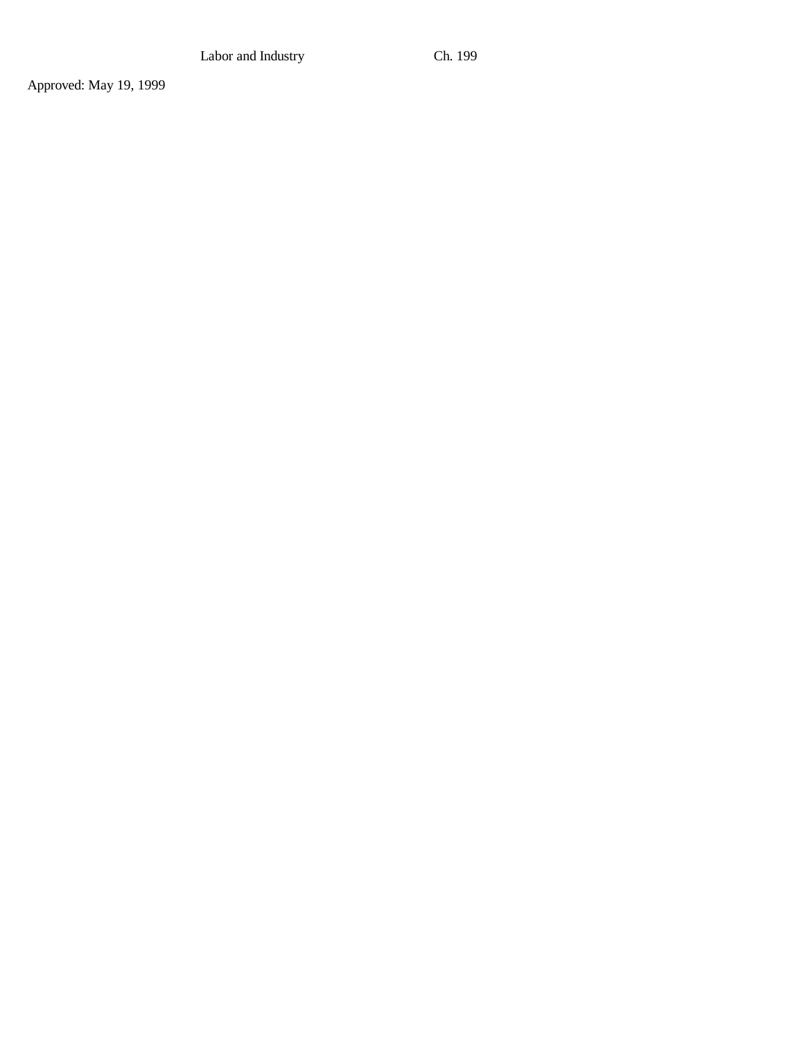Approved: May 19, 1999